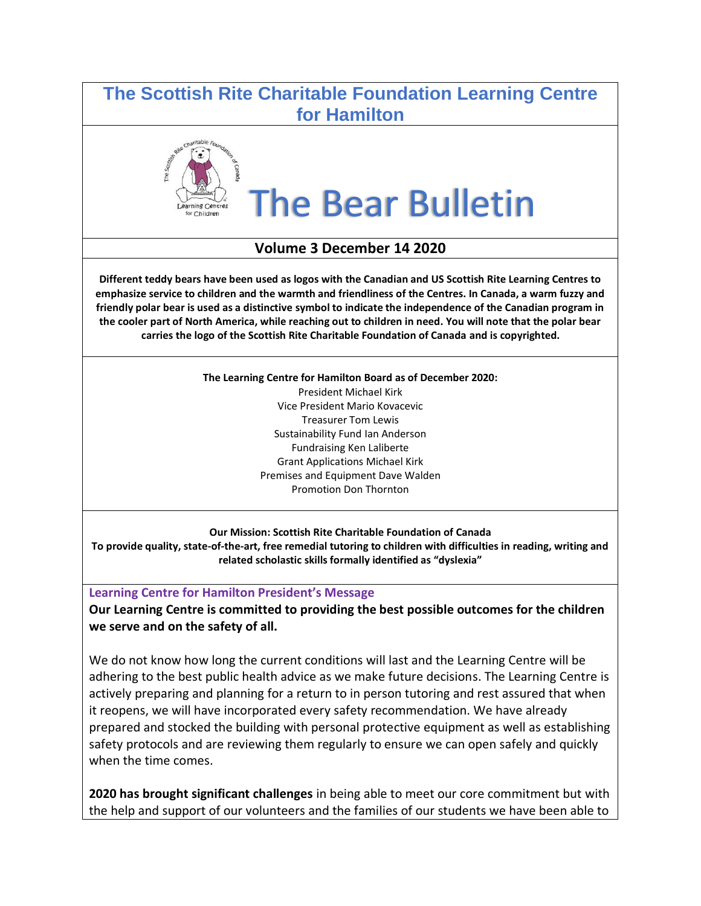# The Scottish Rite Charitable Foundation Learning Centre for Hamilton

# The Bear Bulletin

**Volume 3 December 14 2020**

**Different teddy bears have been used as logos with the Canadian and US Scottish Rite Learning Centres to emphasize service to children and the warmth and friendliness of the Centres. In Canada, a warm fuzzy and friendly polar bear is used as a distinctive symbol to indicate the independence of the Canadian program in the cooler part of North America, while reaching out to children in need. You will note that the polar bear carries the logo of the Scottish Rite Charitable Foundation of Canada and is copyrighted.**

**The Learning Centre for Hamilton Board as of December 2020:**

President Michael Kirk
Vice President Mario Kovacevic
Treasurer Tom Lewis
Sustainability Fund Ian Anderson
Fundraising Ken Laliberte
Grant Applications Michael Kirk
Premises and Equipment Dave Walden
Promotion Don Thornton

**Our Mission: Scottish Rite Charitable Foundation of Canada**
**To provide quality, state-of-the-art, free remedial tutoring to children with difficulties in reading, writing and related scholastic skills formally identified as "dyslexia"**

## Learning Centre for Hamilton President's Message

**Our Learning Centre is committed to providing the best possible outcomes for the children we serve and on the safety of all.**

We do not know how long the current conditions will last and the Learning Centre will be adhering to the best public health advice as we make future decisions. The Learning Centre is actively preparing and planning for a return to in person tutoring and rest assured that when it reopens, we will have incorporated every safety recommendation. We have already prepared and stocked the building with personal protective equipment as well as establishing safety protocols and are reviewing them regularly to ensure we can open safely and quickly when the time comes.

**2020 has brought significant challenges** in being able to meet our core commitment but with the help and support of our volunteers and the families of our students we have been able to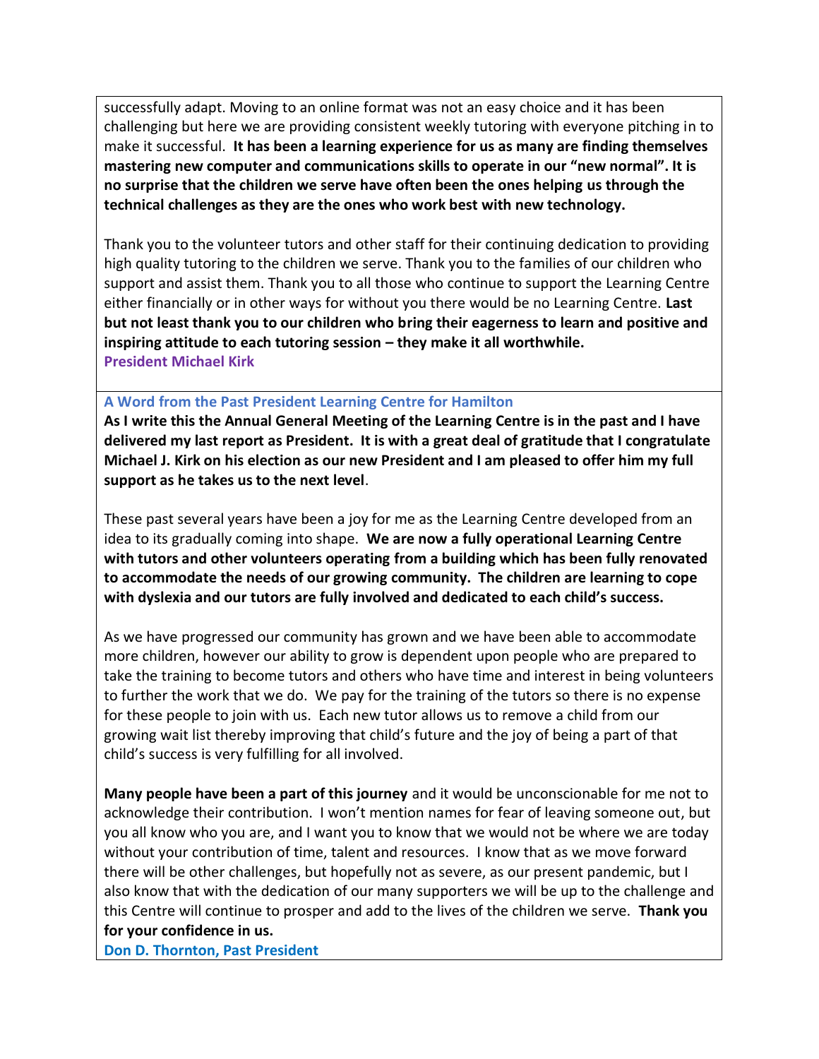successfully adapt. Moving to an online format was not an easy choice and it has been challenging but here we are providing consistent weekly tutoring with everyone pitching in to make it successful. **It has been a learning experience for us as many are finding themselves mastering new computer and communications skills to operate in our "new normal". It is no surprise that the children we serve have often been the ones helping us through the technical challenges as they are the ones who work best with new technology.**

Thank you to the volunteer tutors and other staff for their continuing dedication to providing high quality tutoring to the children we serve. Thank you to the families of our children who support and assist them. Thank you to all those who continue to support the Learning Centre either financially or in other ways for without you there would be no Learning Centre. **Last but not least thank you to our children who bring their eagerness to learn and positive and inspiring attitude to each tutoring session – they make it all worthwhile.**

**President Michael Kirk**

### A Word from the Past President Learning Centre for Hamilton

**As I write this the Annual General Meeting of the Learning Centre is in the past and I have delivered my last report as President. It is with a great deal of gratitude that I congratulate Michael J. Kirk on his election as our new President and I am pleased to offer him my full support as he takes us to the next level**.

These past several years have been a joy for me as the Learning Centre developed from an idea to its gradually coming into shape. **We are now a fully operational Learning Centre with tutors and other volunteers operating from a building which has been fully renovated to accommodate the needs of our growing community. The children are learning to cope with dyslexia and our tutors are fully involved and dedicated to each child's success.**

As we have progressed our community has grown and we have been able to accommodate more children, however our ability to grow is dependent upon people who are prepared to take the training to become tutors and others who have time and interest in being volunteers to further the work that we do. We pay for the training of the tutors so there is no expense for these people to join with us. Each new tutor allows us to remove a child from our growing wait list thereby improving that child's future and the joy of being a part of that child's success is very fulfilling for all involved.

**Many people have been a part of this journey** and it would be unconscionable for me not to acknowledge their contribution. I won't mention names for fear of leaving someone out, but you all know who you are, and I want you to know that we would not be where we are today without your contribution of time, talent and resources. I know that as we move forward there will be other challenges, but hopefully not as severe, as our present pandemic, but I also know that with the dedication of our many supporters we will be up to the challenge and this Centre will continue to prosper and add to the lives of the children we serve. **Thank you for your confidence in us.**

**Don D. Thornton, Past President**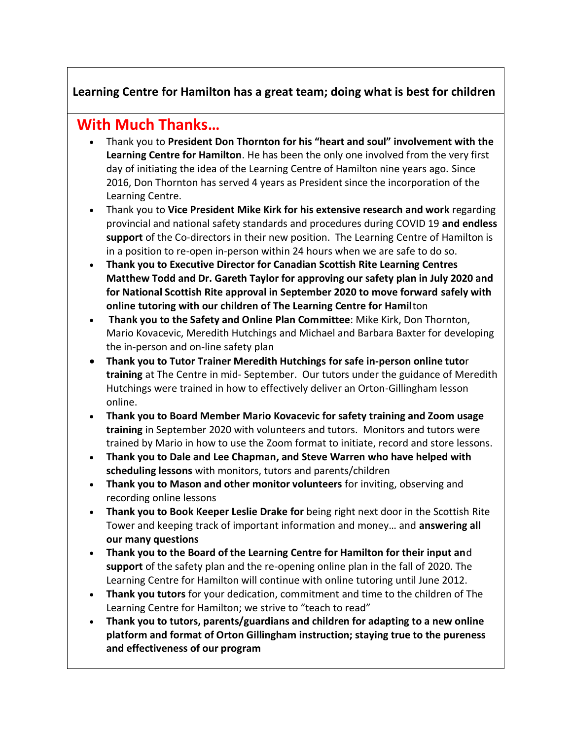**Learning Centre for Hamilton has a great team; doing what is best for children**

## With Much Thanks…

- Thank you to **President Don Thornton for his "heart and soul" involvement with the Learning Centre for Hamilton**. He has been the only one involved from the very first day of initiating the idea of the Learning Centre of Hamilton nine years ago. Since 2016, Don Thornton has served 4 years as President since the incorporation of the Learning Centre.
- Thank you to **Vice President Mike Kirk for his extensive research and work** regarding provincial and national safety standards and procedures during COVID 19 **and endless support** of the Co-directors in their new position. The Learning Centre of Hamilton is in a position to re-open in-person within 24 hours when we are safe to do so.
- **Thank you to Executive Director for Canadian Scottish Rite Learning Centres Matthew Todd and Dr. Gareth Taylor for approving our safety plan in July 2020 and for National Scottish Rite approval in September 2020 to move forward safely with online tutoring with our children of The Learning Centre for Hamil**ton
- **Thank you to the Safety and Online Plan Committee**: Mike Kirk, Don Thornton, Mario Kovacevic, Meredith Hutchings and Michael and Barbara Baxter for developing the in-person and on-line safety plan
- **Thank you to Tutor Trainer Meredith Hutchings for safe in-person online tuto**r **training** at The Centre in mid- September. Our tutors under the guidance of Meredith Hutchings were trained in how to effectively deliver an Orton-Gillingham lesson online.
- **Thank you to Board Member Mario Kovacevic for safety training and Zoom usage training** in September 2020 with volunteers and tutors. Monitors and tutors were trained by Mario in how to use the Zoom format to initiate, record and store lessons.
- **Thank you to Dale and Lee Chapman, and Steve Warren who have helped with scheduling lessons** with monitors, tutors and parents/children
- **Thank you to Mason and other monitor volunteers** for inviting, observing and recording online lessons
- **Thank you to Book Keeper Leslie Drake for** being right next door in the Scottish Rite Tower and keeping track of important information and money… and **answering all our many questions**
- **Thank you to the Board of the Learning Centre for Hamilton for their input an**d **support** of the safety plan and the re-opening online plan in the fall of 2020. The Learning Centre for Hamilton will continue with online tutoring until June 2012.
- **Thank you tutors** for your dedication, commitment and time to the children of The Learning Centre for Hamilton; we strive to "teach to read"
- **Thank you to tutors, parents/guardians and children for adapting to a new online platform and format of Orton Gillingham instruction; staying true to the pureness and effectiveness of our program**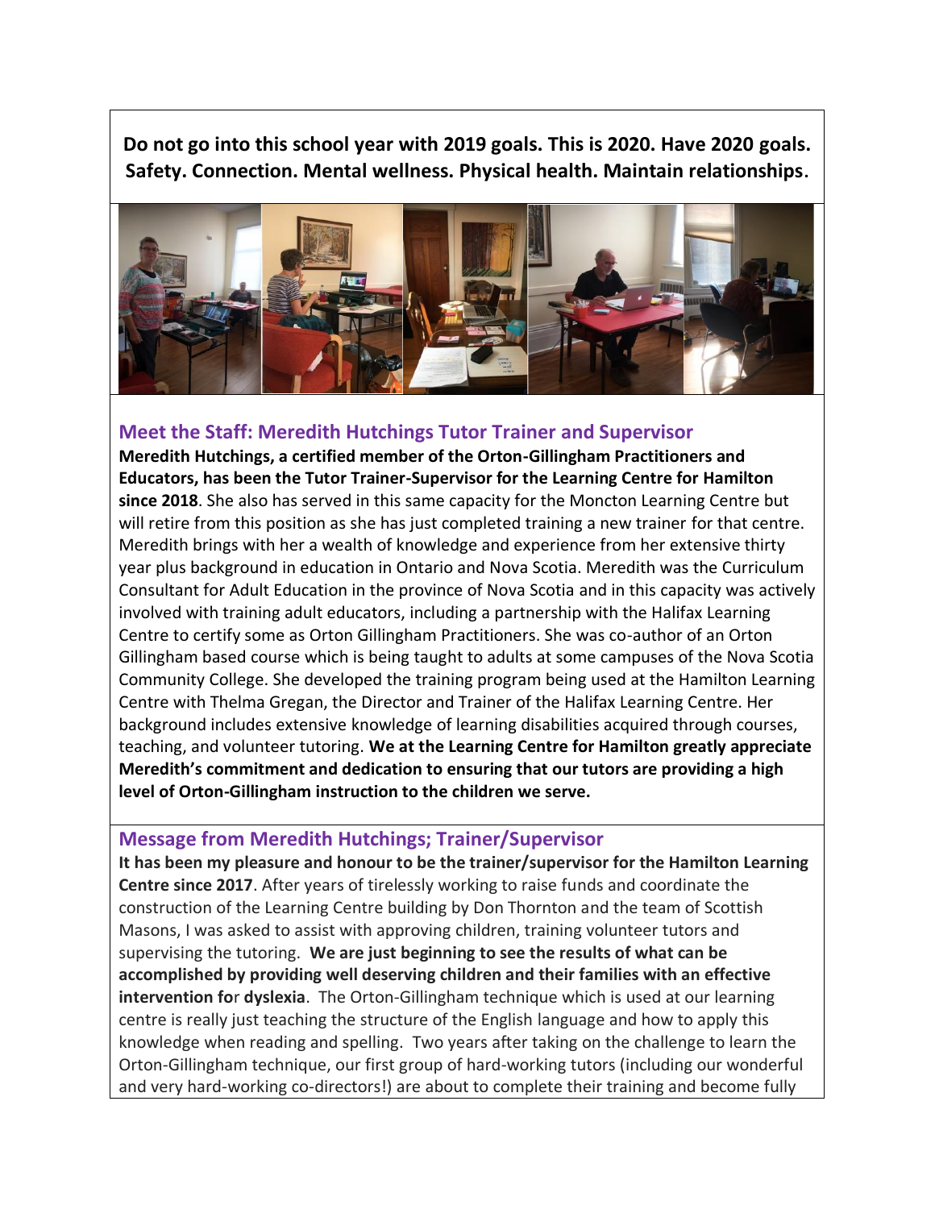**Do not go into this school year with 2019 goals. This is 2020. Have 2020 goals. Safety. Connection. Mental wellness. Physical health. Maintain relationships**.

## Meet the Staff: Meredith Hutchings Tutor Trainer and Supervisor

**Meredith Hutchings, a certified member of the Orton-Gillingham Practitioners and Educators, has been the Tutor Trainer-Supervisor for the Learning Centre for Hamilton since 2018**. She also has served in this same capacity for the Moncton Learning Centre but will retire from this position as she has just completed training a new trainer for that centre. Meredith brings with her a wealth of knowledge and experience from her extensive thirty year plus background in education in Ontario and Nova Scotia. Meredith was the Curriculum Consultant for Adult Education in the province of Nova Scotia and in this capacity was actively involved with training adult educators, including a partnership with the Halifax Learning Centre to certify some as Orton Gillingham Practitioners. She was co-author of an Orton Gillingham based course which is being taught to adults at some campuses of the Nova Scotia Community College. She developed the training program being used at the Hamilton Learning Centre with Thelma Gregan, the Director and Trainer of the Halifax Learning Centre. Her background includes extensive knowledge of learning disabilities acquired through courses, teaching, and volunteer tutoring. **We at the Learning Centre for Hamilton greatly appreciate Meredith's commitment and dedication to ensuring that our tutors are providing a high level of Orton-Gillingham instruction to the children we serve.**

## Message from Meredith Hutchings; Trainer/Supervisor

**It has been my pleasure and honour to be the trainer/supervisor for the Hamilton Learning Centre since 2017**. After years of tirelessly working to raise funds and coordinate the construction of the Learning Centre building by Don Thornton and the team of Scottish Masons, I was asked to assist with approving children, training volunteer tutors and supervising the tutoring. **We are just beginning to see the results of what can be accomplished by providing well deserving children and their families with an effective intervention for dyslexia**. The Orton-Gillingham technique which is used at our learning centre is really just teaching the structure of the English language and how to apply this knowledge when reading and spelling. Two years after taking on the challenge to learn the Orton-Gillingham technique, our first group of hard-working tutors (including our wonderful and very hard-working co-directors!) are about to complete their training and become fully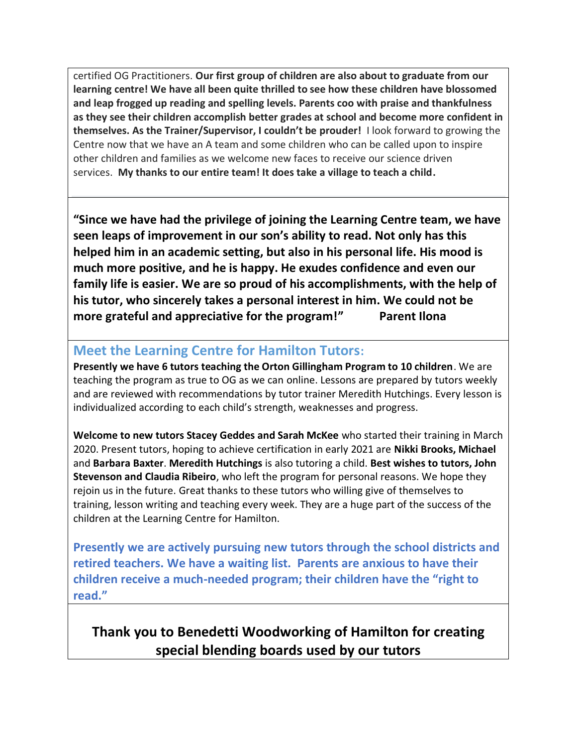certified OG Practitioners. **Our first group of children are also about to graduate from our learning centre! We have all been quite thrilled to see how these children have blossomed and leap frogged up reading and spelling levels. Parents coo with praise and thankfulness as they see their children accomplish better grades at school and become more confident in themselves. As the Trainer/Supervisor, I couldn't be prouder!** I look forward to growing the Centre now that we have an A team and some children who can be called upon to inspire other children and families as we welcome new faces to receive our science driven services. **My thanks to our entire team! It does take a village to teach a child.**

**"Since we have had the privilege of joining the Learning Centre team, we have seen leaps of improvement in our son's ability to read. Not only has this helped him in an academic setting, but also in his personal life. His mood is much more positive, and he is happy. He exudes confidence and even our family life is easier. We are so proud of his accomplishments, with the help of his tutor, who sincerely takes a personal interest in him. We could not be more grateful and appreciative for the program!" Parent Ilona**

## Meet the Learning Centre for Hamilton Tutors:

**Presently we have 6 tutors teaching the Orton Gillingham Program to 10 children**. We are teaching the program as true to OG as we can online. Lessons are prepared by tutors weekly and are reviewed with recommendations by tutor trainer Meredith Hutchings. Every lesson is individualized according to each child's strength, weaknesses and progress.

**Welcome to new tutors Stacey Geddes and Sarah McKee** who started their training in March 2020. Present tutors, hoping to achieve certification in early 2021 are **Nikki Brooks, Michael** and **Barbara Baxter**. **Meredith Hutchings** is also tutoring a child. **Best wishes to tutors, John Stevenson and Claudia Ribeiro**, who left the program for personal reasons. We hope they rejoin us in the future. Great thanks to these tutors who willing give of themselves to training, lesson writing and teaching every week. They are a huge part of the success of the children at the Learning Centre for Hamilton.

**Presently we are actively pursuing new tutors through the school districts and retired teachers. We have a waiting list. Parents are anxious to have their children receive a much-needed program; their children have the "right to read."**

**Thank you to Benedetti Woodworking of Hamilton for creating special blending boards used by our tutors**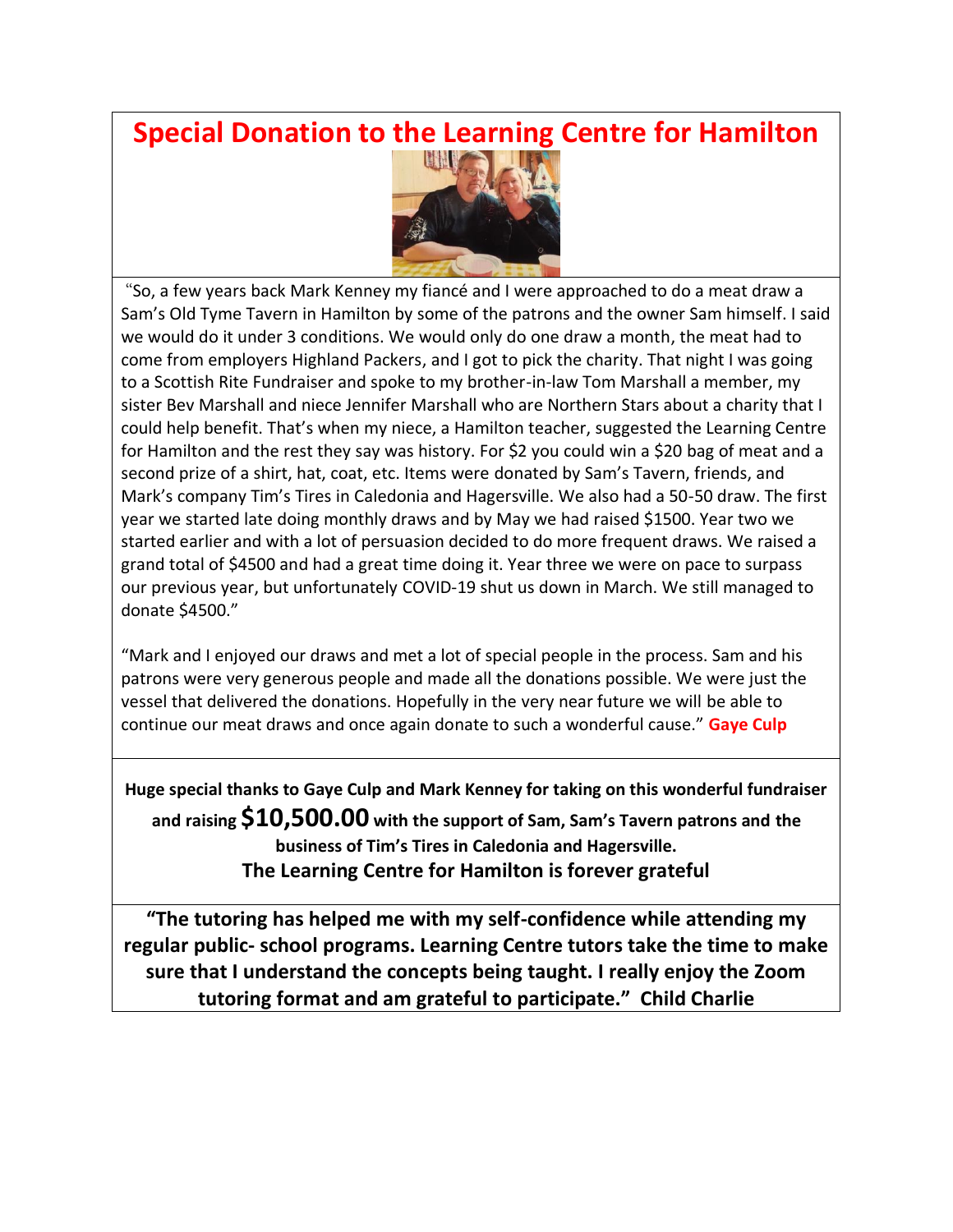# Special Donation to the Learning Centre for Hamilton

"So, a few years back Mark Kenney my fiancé and I were approached to do a meat draw a Sam's Old Tyme Tavern in Hamilton by some of the patrons and the owner Sam himself. I said we would do it under 3 conditions. We would only do one draw a month, the meat had to come from employers Highland Packers, and I got to pick the charity. That night I was going to a Scottish Rite Fundraiser and spoke to my brother-in-law Tom Marshall a member, my sister Bev Marshall and niece Jennifer Marshall who are Northern Stars about a charity that I could help benefit. That's when my niece, a Hamilton teacher, suggested the Learning Centre for Hamilton and the rest they say was history. For $2 you could win a $20 bag of meat and a second prize of a shirt, hat, coat, etc. Items were donated by Sam's Tavern, friends, and Mark's company Tim's Tires in Caledonia and Hagersville. We also had a 50-50 draw. The first year we started late doing monthly draws and by May we had raised $1500. Year two we started earlier and with a lot of persuasion decided to do more frequent draws. We raised a grand total of $4500 and had a great time doing it. Year three we were on pace to surpass our previous year, but unfortunately COVID-19 shut us down in March. We still managed to donate $4500."

"Mark and I enjoyed our draws and met a lot of special people in the process. Sam and his patrons were very generous people and made all the donations possible. We were just the vessel that delivered the donations. Hopefully in the very near future we will be able to continue our meat draws and once again donate to such a wonderful cause." **Gaye Culp**

**Huge special thanks to Gaye Culp and Mark Kenney for taking on this wonderful fundraiser and raising $10,500.00 with the support of Sam, Sam's Tavern patrons and the business of Tim's Tires in Caledonia and Hagersville.**

**The Learning Centre for Hamilton is forever grateful**

**"The tutoring has helped me with my self-confidence while attending my regular public- school programs. Learning Centre tutors take the time to make sure that I understand the concepts being taught. I really enjoy the Zoom tutoring format and am grateful to participate." Child Charlie**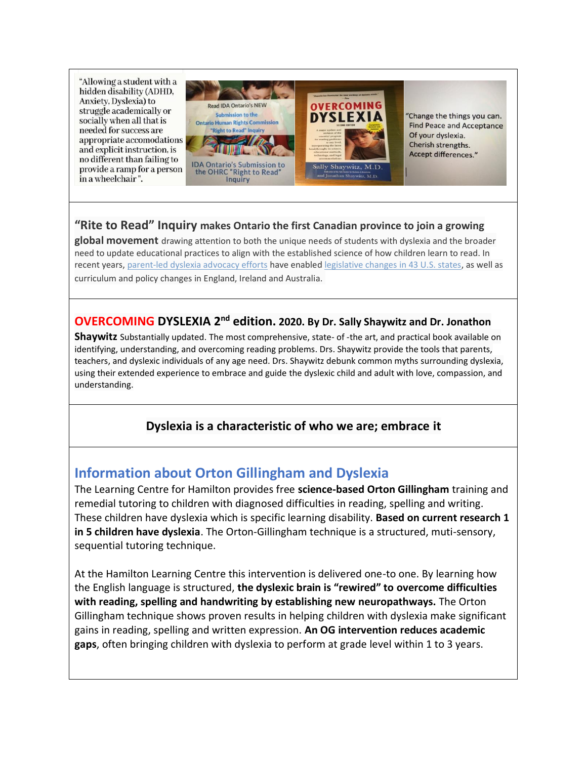"Allowing a student with a hidden disability (ADHD, Anxiety, Dyslexia) to struggle academically or socially when all that is needed for success are appropriate accomodations and explicit instruction, is no different than failing to provide a ramp for a person in a wheelchair".

Read IDA Ontario's NEW Submission to the Ontario Human Rights Commission "Right to Read" Inquiry

IDA Ontario's Submission to the OHRC "Right to Read" Inquiry

"Change the things you can. Find Peace and Acceptance Of your dyslexia. Cherish strengths. Accept differences."

**"Rite to Read" Inquiry makes Ontario the first Canadian province to join a growing global movement** drawing attention to both the unique needs of students with dyslexia and the broader need to update educational practices to align with the established science of how children learn to read. In recent years, parent-led dyslexia advocacy efforts have enabled legislative changes in 43 U.S. states, as well as curriculum and policy changes in England, Ireland and Australia.

**OVERCOMING DYSLEXIA 2nd edition. 2020. By Dr. Sally Shaywitz and Dr. Jonathon Shaywitz** Substantially updated. The most comprehensive, state- of -the art, and practical book available on identifying, understanding, and overcoming reading problems. Drs. Shaywitz provide the tools that parents, teachers, and dyslexic individuals of any age need. Drs. Shaywitz debunk common myths surrounding dyslexia, using their extended experience to embrace and guide the dyslexic child and adult with love, compassion, and understanding.

**Dyslexia is a characteristic of who we are; embrace it**

## Information about Orton Gillingham and Dyslexia

The Learning Centre for Hamilton provides free **science-based Orton Gillingham** training and remedial tutoring to children with diagnosed difficulties in reading, spelling and writing. These children have dyslexia which is specific learning disability. **Based on current research 1 in 5 children have dyslexia**. The Orton-Gillingham technique is a structured, muti-sensory, sequential tutoring technique.

At the Hamilton Learning Centre this intervention is delivered one-to one. By learning how the English language is structured, **the dyslexic brain is "rewired" to overcome difficulties with reading, spelling and handwriting by establishing new neuropathways.** The Orton Gillingham technique shows proven results in helping children with dyslexia make significant gains in reading, spelling and written expression. **An OG intervention reduces academic gaps**, often bringing children with dyslexia to perform at grade level within 1 to 3 years.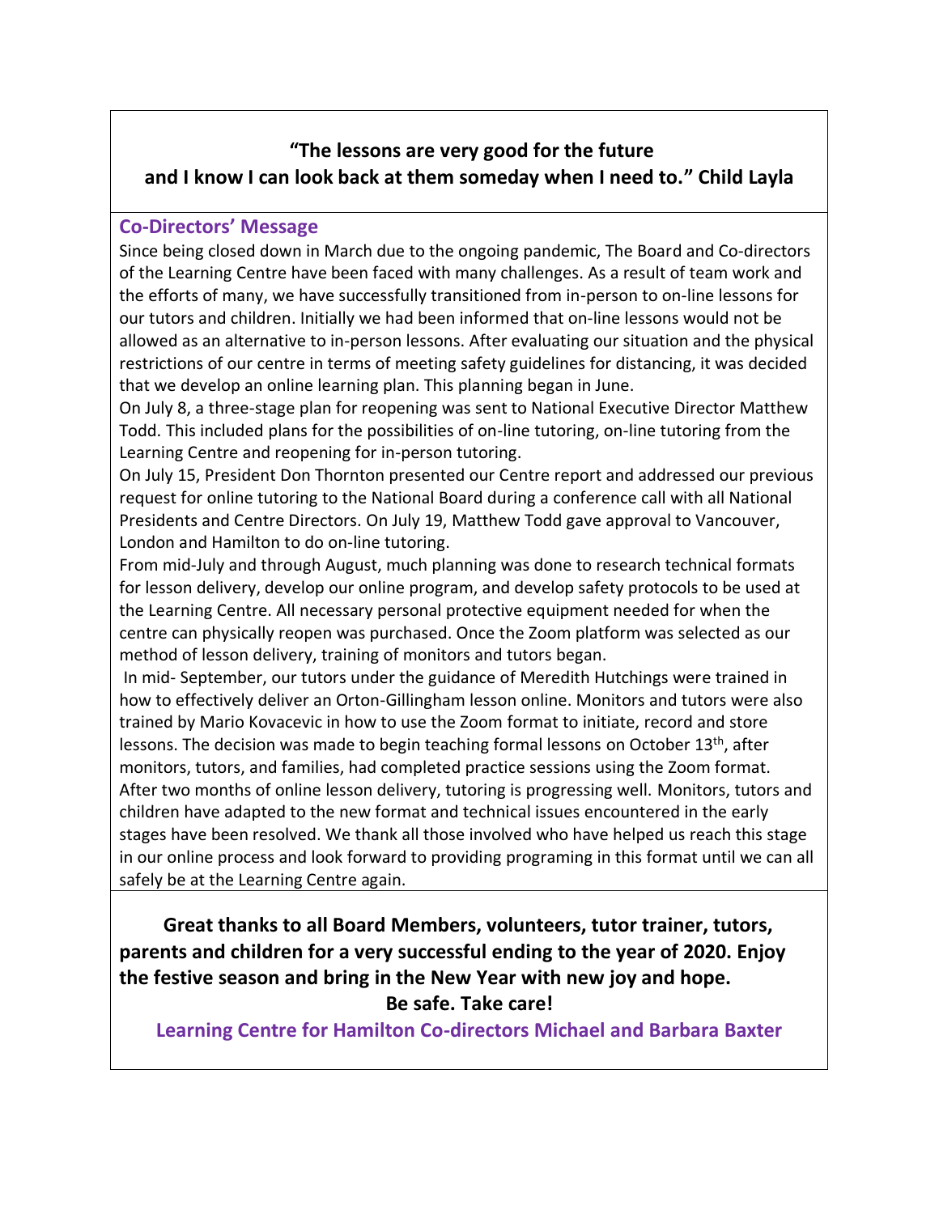**"The lessons are very good for the future and I know I can look back at them someday when I need to." Child Layla**

## Co-Directors' Message

Since being closed down in March due to the ongoing pandemic, The Board and Co-directors of the Learning Centre have been faced with many challenges. As a result of team work and the efforts of many, we have successfully transitioned from in-person to on-line lessons for our tutors and children. Initially we had been informed that on-line lessons would not be allowed as an alternative to in-person lessons. After evaluating our situation and the physical restrictions of our centre in terms of meeting safety guidelines for distancing, it was decided that we develop an online learning plan. This planning began in June.

On July 8, a three-stage plan for reopening was sent to National Executive Director Matthew Todd. This included plans for the possibilities of on-line tutoring, on-line tutoring from the Learning Centre and reopening for in-person tutoring.

On July 15, President Don Thornton presented our Centre report and addressed our previous request for online tutoring to the National Board during a conference call with all National Presidents and Centre Directors. On July 19, Matthew Todd gave approval to Vancouver, London and Hamilton to do on-line tutoring.

From mid-July and through August, much planning was done to research technical formats for lesson delivery, develop our online program, and develop safety protocols to be used at the Learning Centre. All necessary personal protective equipment needed for when the centre can physically reopen was purchased. Once the Zoom platform was selected as our method of lesson delivery, training of monitors and tutors began.

In mid- September, our tutors under the guidance of Meredith Hutchings were trained in how to effectively deliver an Orton-Gillingham lesson online. Monitors and tutors were also trained by Mario Kovacevic in how to use the Zoom format to initiate, record and store lessons. The decision was made to begin teaching formal lessons on October 13th, after monitors, tutors, and families, had completed practice sessions using the Zoom format.

After two months of online lesson delivery, tutoring is progressing well. Monitors, tutors and children have adapted to the new format and technical issues encountered in the early stages have been resolved. We thank all those involved who have helped us reach this stage in our online process and look forward to providing programing in this format until we can all safely be at the Learning Centre again.

**Great thanks to all Board Members, volunteers, tutor trainer, tutors, parents and children for a very successful ending to the year of 2020. Enjoy the festive season and bring in the New Year with new joy and hope.**

**Be safe. Take care!**

**Learning Centre for Hamilton Co-directors Michael and Barbara Baxter**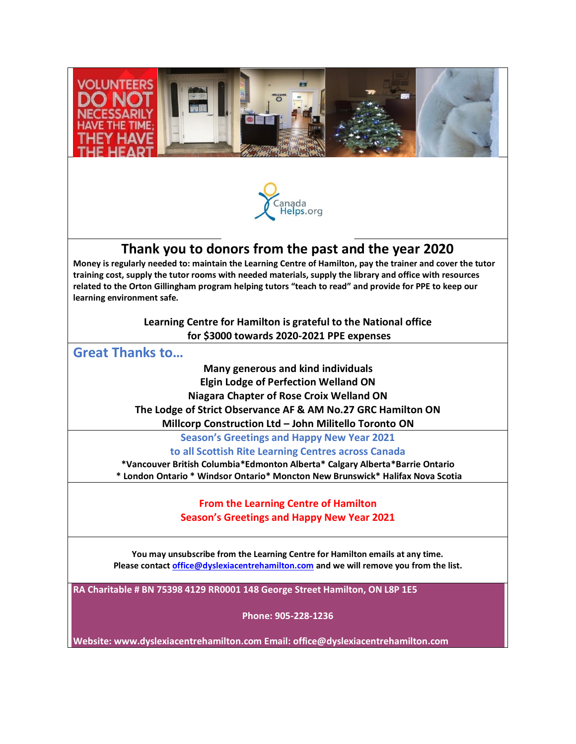VOLUNTEERS DO NOT NECESSARILY HAVE THE TIME; THEY HAVE THE HEART

CanadaHelps.org

## Thank you to donors from the past and the year 2020

**Money is regularly needed to: maintain the Learning Centre of Hamilton, pay the trainer and cover the tutor training cost, supply the tutor rooms with needed materials, supply the library and office with resources related to the Orton Gillingham program helping tutors “teach to read” and provide for PPE to keep our learning environment safe.**

**Learning Centre for Hamilton is grateful to the National office for $3000 towards 2020-2021 PPE expenses**

### Great Thanks to…

**Many generous and kind individuals**
**Elgin Lodge of Perfection Welland ON**
**Niagara Chapter of Rose Croix Welland ON**
**The Lodge of Strict Observance AF & AM No.27 GRC Hamilton ON**
**Millcorp Construction Ltd – John Militello Toronto ON**

**Season’s Greetings and Happy New Year 2021**
**to all Scottish Rite Learning Centres across Canada**
**\*Vancouver British Columbia\*Edmonton Alberta\* Calgary Alberta\*Barrie Ontario**
**\* London Ontario \* Windsor Ontario\* Moncton New Brunswick\* Halifax Nova Scotia**

**From the Learning Centre of Hamilton**
**Season’s Greetings and Happy New Year 2021**

**You may unsubscribe from the Learning Centre for Hamilton emails at any time.**
**Please contact office@dyslexiacentrehamilton.com and we will remove you from the list.**

**RA Charitable # BN 75398 4129 RR0001 148 George Street Hamilton, ON L8P 1E5**

**Phone: 905-228-1236**

**Website: www.dyslexiacentrehamilton.com Email: office@dyslexiacentrehamilton.com**